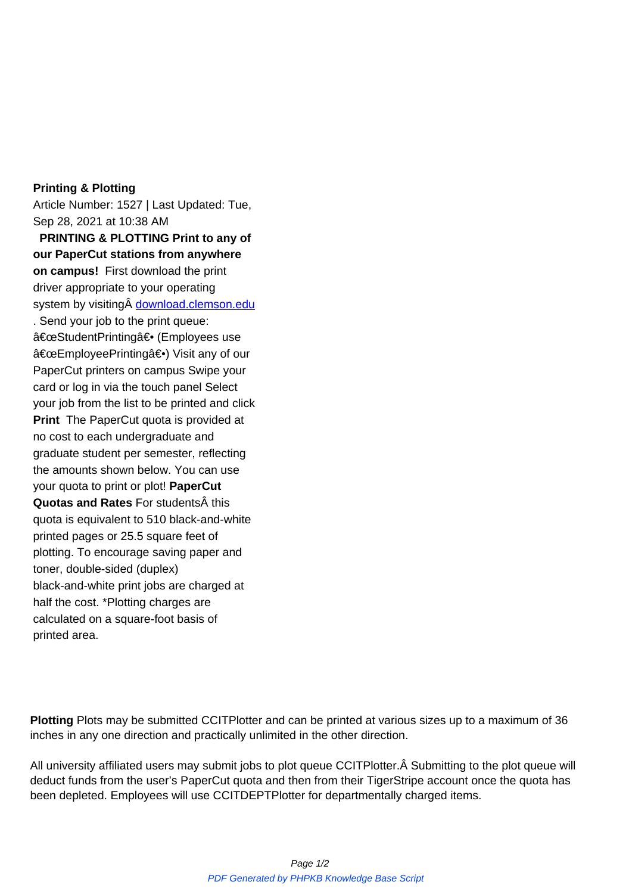**Printing & Plotting**

Article Number: 1527 | Last Updated: Tue, Sep 28, 2021 at 10:38 AM

**PRINTING & PLOTTING Print to any of our PaperCut stations from anywhere on campus!** First download the print driver appropriate to your operating system by visitingÂ [download.clemson.edu](download.clemson.edu). Send your job to the print queue: â€œStudentPrintingâ€• (Employees use â€œEmployeePrintingâ€•) Visit any of our PaperCut printers on campus Swipe your card or log in via the touch panel Select your job from the list to be printed and click **Print** The PaperCut quota is provided at no cost to each undergraduate and graduate student per semester, reflecting the amounts shown below. You can use your quota to print or plot! **PaperCut Quotas and Rates** For studentsÂ this quota is equivalent to 510 black-and-white printed pages or 25.5 square feet of plotting. To encourage saving paper and toner, double-sided (duplex) black-and-white print jobs are charged at half the cost. *Plotting charges are calculated on a square-foot basis of printed area.

**Plotting** Plots may be submitted CCITPlotter and can be printed at various sizes up to a maximum of 36 inches in any one direction and practically unlimited in the other direction.

All university affiliated users may submit jobs to plot queue CCITPlotter.Â Submitting to the plot queue will deduct funds from the user's PaperCut quota and then from their TigerStripe account once the quota has been depleted. Employees will use CCITDEPTPlotter for departmentally charged items.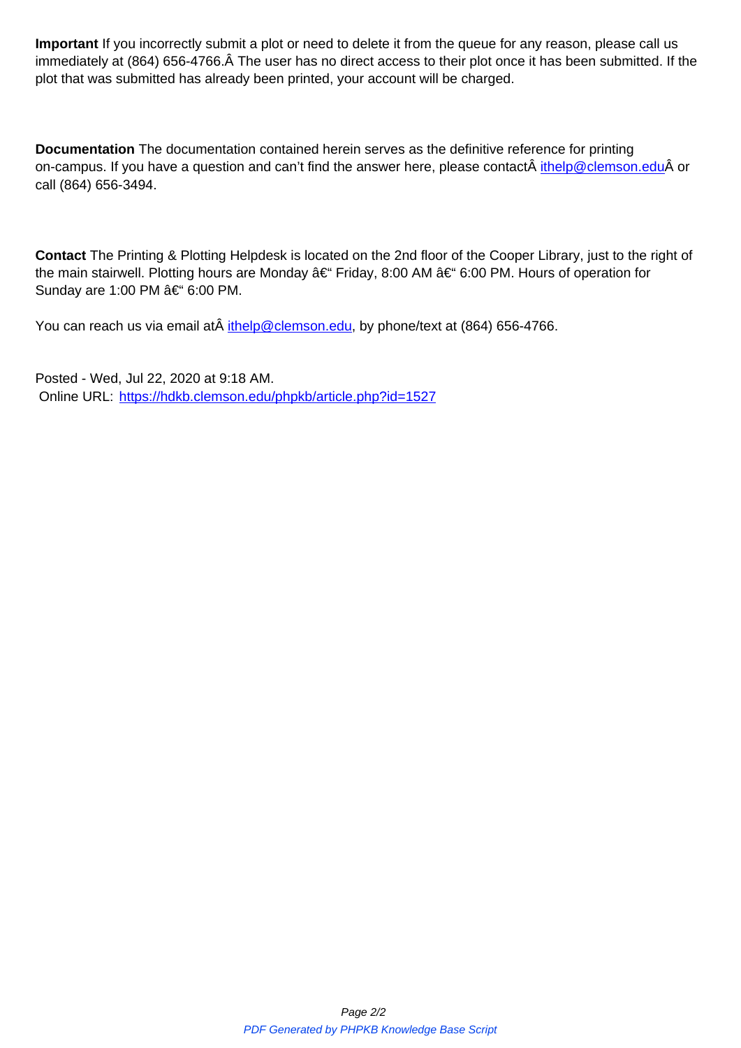**Important** If you incorrectly submit a plot or need to delete it from the queue for any reason, please call us immediately at (864) 656-4766.Â The user has no direct access to their plot once it has been submitted. If the plot that was submitted has already been printed, your account will be charged.

**Documentation** The documentation contained herein serves as the definitive reference for printing on-campus. If you have a question and can't find the answer here, please contactÂ ithelp@clemson.eduÂ or call (864) 656-3494.

**Contact** The Printing & Plotting Helpdesk is located on the 2nd floor of the Cooper Library, just to the right of the main stairwell. Plotting hours are Monday â€“ Friday, 8:00 AM â€“ 6:00 PM. Hours of operation for Sunday are 1:00 PM â€“ 6:00 PM.

You can reach us via email atÂ ithelp@clemson.edu, by phone/text at (864) 656-4766.

Posted - Wed, Jul 22, 2020 at 9:18 AM.
Online URL: https://hdkb.clemson.edu/phpkb/article.php?id=1527